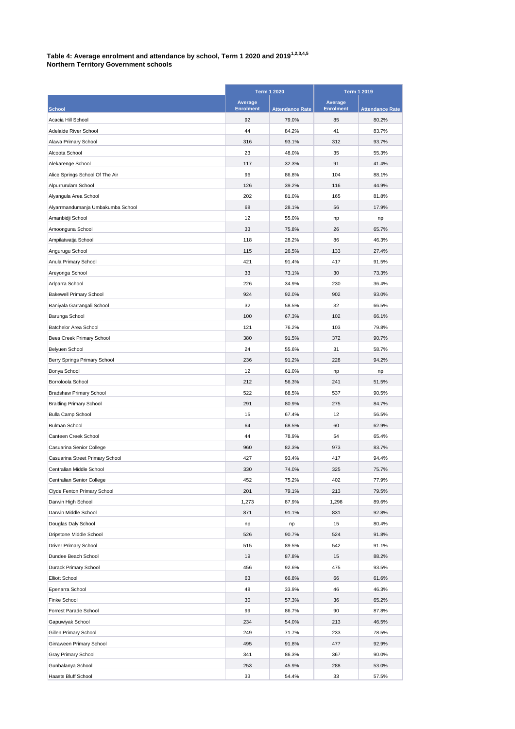**Table 4: Average enrolment and attendance by school, Term 1 2020 and 2019[1,2,3,4,5]**
**Northern Territory Government schools**

| | Term 1 2020 | | Term 1 2019 | |
|---|---|---|---|---|
| School | Average Enrolment | Attendance Rate | Average Enrolment | Attendance Rate |
| Acacia Hill School | 92 | 79.0% | 85 | 80.2% |
| Adelaide River School | 44 | 84.2% | 41 | 83.7% |
| Alawa Primary School | 316 | 93.1% | 312 | 93.7% |
| Alcoota School | 23 | 48.0% | 35 | 55.3% |
| Alekarenge School | 117 | 32.3% | 91 | 41.4% |
| Alice Springs School Of The Air | 96 | 86.8% | 104 | 88.1% |
| Alpurrurulam School | 126 | 39.2% | 116 | 44.9% |
| Alyangula Area School | 202 | 81.0% | 165 | 81.8% |
| Alyarrmandumanja Umbakumba School | 68 | 28.1% | 56 | 17.9% |
| Amanbidji School | 12 | 55.0% | np | np |
| Amoonguna School | 33 | 75.8% | 26 | 65.7% |
| Ampilatwatja School | 118 | 28.2% | 86 | 46.3% |
| Angurugu School | 115 | 26.5% | 133 | 27.4% |
| Anula Primary School | 421 | 91.4% | 417 | 91.5% |
| Areyonga School | 33 | 73.1% | 30 | 73.3% |
| Arlparra School | 226 | 34.9% | 230 | 36.4% |
| Bakewell Primary School | 924 | 92.0% | 902 | 93.0% |
| Baniyala Garrangali School | 32 | 58.5% | 32 | 66.5% |
| Barunga School | 100 | 67.3% | 102 | 66.1% |
| Batchelor Area School | 121 | 76.2% | 103 | 79.8% |
| Bees Creek Primary School | 380 | 91.5% | 372 | 90.7% |
| Belyuen School | 24 | 55.6% | 31 | 58.7% |
| Berry Springs Primary School | 236 | 91.2% | 228 | 94.2% |
| Bonya School | 12 | 61.0% | np | np |
| Borroloola School | 212 | 56.3% | 241 | 51.5% |
| Bradshaw Primary School | 522 | 88.5% | 537 | 90.5% |
| Braitling Primary School | 291 | 80.9% | 275 | 84.7% |
| Bulla Camp School | 15 | 67.4% | 12 | 56.5% |
| Bulman School | 64 | 68.5% | 60 | 62.9% |
| Canteen Creek School | 44 | 78.9% | 54 | 65.4% |
| Casuarina Senior College | 960 | 82.3% | 973 | 83.7% |
| Casuarina Street Primary School | 427 | 93.4% | 417 | 94.4% |
| Centralian Middle School | 330 | 74.0% | 325 | 75.7% |
| Centralian Senior College | 452 | 75.2% | 402 | 77.9% |
| Clyde Fenton Primary School | 201 | 79.1% | 213 | 79.5% |
| Darwin High School | 1,273 | 87.9% | 1,298 | 89.6% |
| Darwin Middle School | 871 | 91.1% | 831 | 92.8% |
| Douglas Daly School | np | np | 15 | 80.4% |
| Dripstone Middle School | 526 | 90.7% | 524 | 91.8% |
| Driver Primary School | 515 | 89.5% | 542 | 91.1% |
| Dundee Beach School | 19 | 87.8% | 15 | 88.2% |
| Durack Primary School | 456 | 92.6% | 475 | 93.5% |
| Elliott School | 63 | 66.8% | 66 | 61.6% |
| Epenarra School | 48 | 33.9% | 46 | 46.3% |
| Finke School | 30 | 57.3% | 36 | 65.2% |
| Forrest Parade School | 99 | 86.7% | 90 | 87.8% |
| Gapuwiyak School | 234 | 54.0% | 213 | 46.5% |
| Gillen Primary School | 249 | 71.7% | 233 | 78.5% |
| Girraween Primary School | 495 | 91.8% | 477 | 92.9% |
| Gray Primary School | 341 | 86.3% | 367 | 90.0% |
| Gunbalanya School | 253 | 45.9% | 288 | 53.0% |
| Haasts Bluff School | 33 | 54.4% | 33 | 57.5% |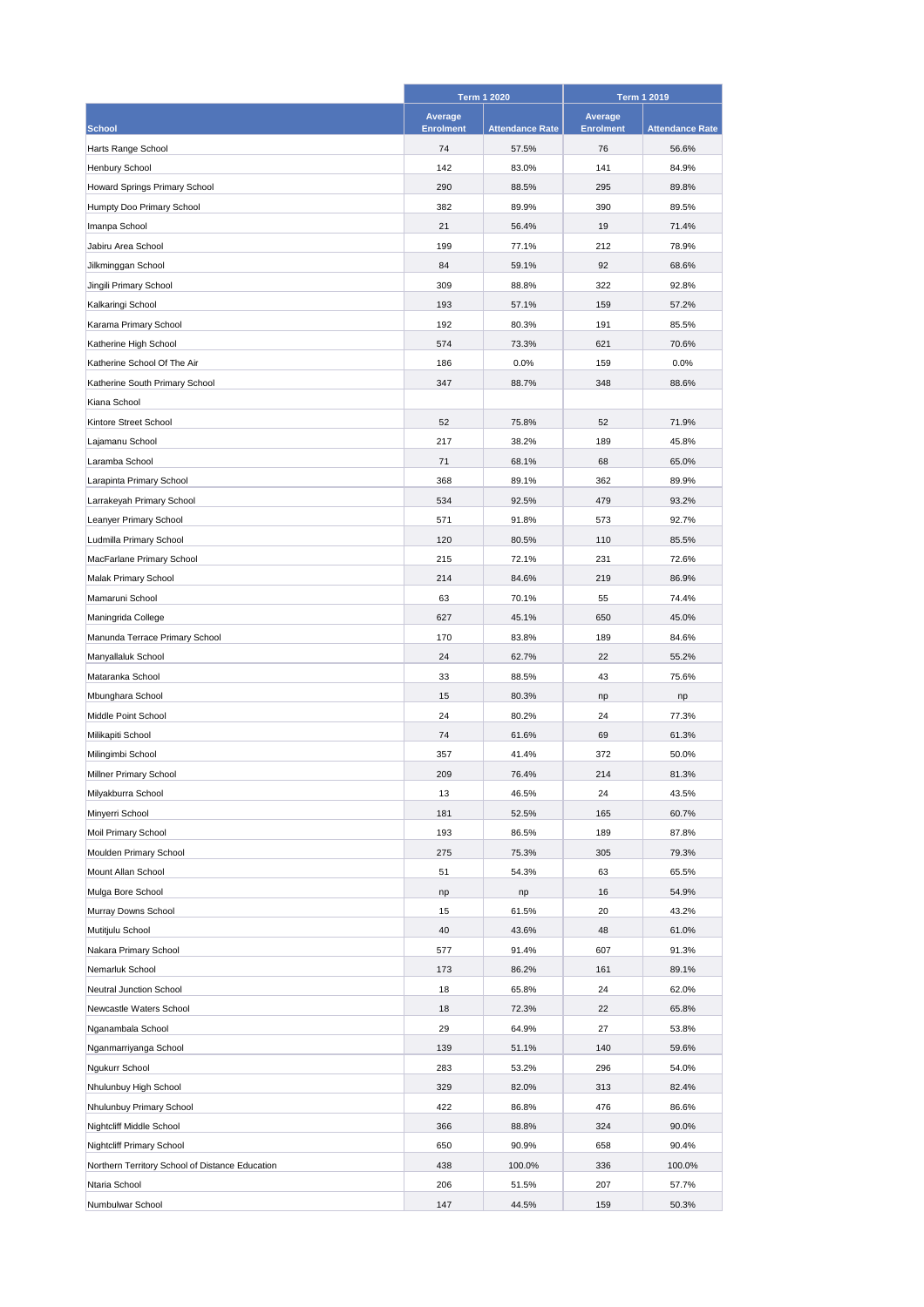| School | Term 1 2020 | | Term 1 2019 | |
|---|---|---|---|---|
| | Average Enrolment | Attendance Rate | Average Enrolment | Attendance Rate |
| Harts Range School | 74 | 57.5% | 76 | 56.6% |
| Henbury School | 142 | 83.0% | 141 | 84.9% |
| Howard Springs Primary School | 290 | 88.5% | 295 | 89.8% |
| Humpty Doo Primary School | 382 | 89.9% | 390 | 89.5% |
| Imanpa School | 21 | 56.4% | 19 | 71.4% |
| Jabiru Area School | 199 | 77.1% | 212 | 78.9% |
| Jilkminggan School | 84 | 59.1% | 92 | 68.6% |
| Jingili Primary School | 309 | 88.8% | 322 | 92.8% |
| Kalkaringi School | 193 | 57.1% | 159 | 57.2% |
| Karama Primary School | 192 | 80.3% | 191 | 85.5% |
| Katherine High School | 574 | 73.3% | 621 | 70.6% |
| Katherine School Of The Air | 186 | 0.0% | 159 | 0.0% |
| Katherine South Primary School | 347 | 88.7% | 348 | 88.6% |
| Kiana School | | | | |
| Kintore Street School | 52 | 75.8% | 52 | 71.9% |
| Lajamanu School | 217 | 38.2% | 189 | 45.8% |
| Laramba School | 71 | 68.1% | 68 | 65.0% |
| Larapinta Primary School | 368 | 89.1% | 362 | 89.9% |
| Larrakeyah Primary School | 534 | 92.5% | 479 | 93.2% |
| Leanyer Primary School | 571 | 91.8% | 573 | 92.7% |
| Ludmilla Primary School | 120 | 80.5% | 110 | 85.5% |
| MacFarlane Primary School | 215 | 72.1% | 231 | 72.6% |
| Malak Primary School | 214 | 84.6% | 219 | 86.9% |
| Mamaruni School | 63 | 70.1% | 55 | 74.4% |
| Maningrida College | 627 | 45.1% | 650 | 45.0% |
| Manunda Terrace Primary School | 170 | 83.8% | 189 | 84.6% |
| Manyallaluk School | 24 | 62.7% | 22 | 55.2% |
| Mataranka School | 33 | 88.5% | 43 | 75.6% |
| Mbunghara School | 15 | 80.3% | np | np |
| Middle Point School | 24 | 80.2% | 24 | 77.3% |
| Milikapiti School | 74 | 61.6% | 69 | 61.3% |
| Milingimbi School | 357 | 41.4% | 372 | 50.0% |
| Millner Primary School | 209 | 76.4% | 214 | 81.3% |
| Milyakburra School | 13 | 46.5% | 24 | 43.5% |
| Minyerri School | 181 | 52.5% | 165 | 60.7% |
| Moil Primary School | 193 | 86.5% | 189 | 87.8% |
| Moulden Primary School | 275 | 75.3% | 305 | 79.3% |
| Mount Allan School | 51 | 54.3% | 63 | 65.5% |
| Mulga Bore School | np | np | 16 | 54.9% |
| Murray Downs School | 15 | 61.5% | 20 | 43.2% |
| Mutitjulu School | 40 | 43.6% | 48 | 61.0% |
| Nakara Primary School | 577 | 91.4% | 607 | 91.3% |
| Nemarluk School | 173 | 86.2% | 161 | 89.1% |
| Neutral Junction School | 18 | 65.8% | 24 | 62.0% |
| Newcastle Waters School | 18 | 72.3% | 22 | 65.8% |
| Nganambala School | 29 | 64.9% | 27 | 53.8% |
| Nganmarriyanga School | 139 | 51.1% | 140 | 59.6% |
| Ngukurr School | 283 | 53.2% | 296 | 54.0% |
| Nhulunbuy High School | 329 | 82.0% | 313 | 82.4% |
| Nhulunbuy Primary School | 422 | 86.8% | 476 | 86.6% |
| Nightcliff Middle School | 366 | 88.8% | 324 | 90.0% |
| Nightcliff Primary School | 650 | 90.9% | 658 | 90.4% |
| Northern Territory School of Distance Education | 438 | 100.0% | 336 | 100.0% |
| Ntaria School | 206 | 51.5% | 207 | 57.7% |
| Numbulwar School | 147 | 44.5% | 159 | 50.3% |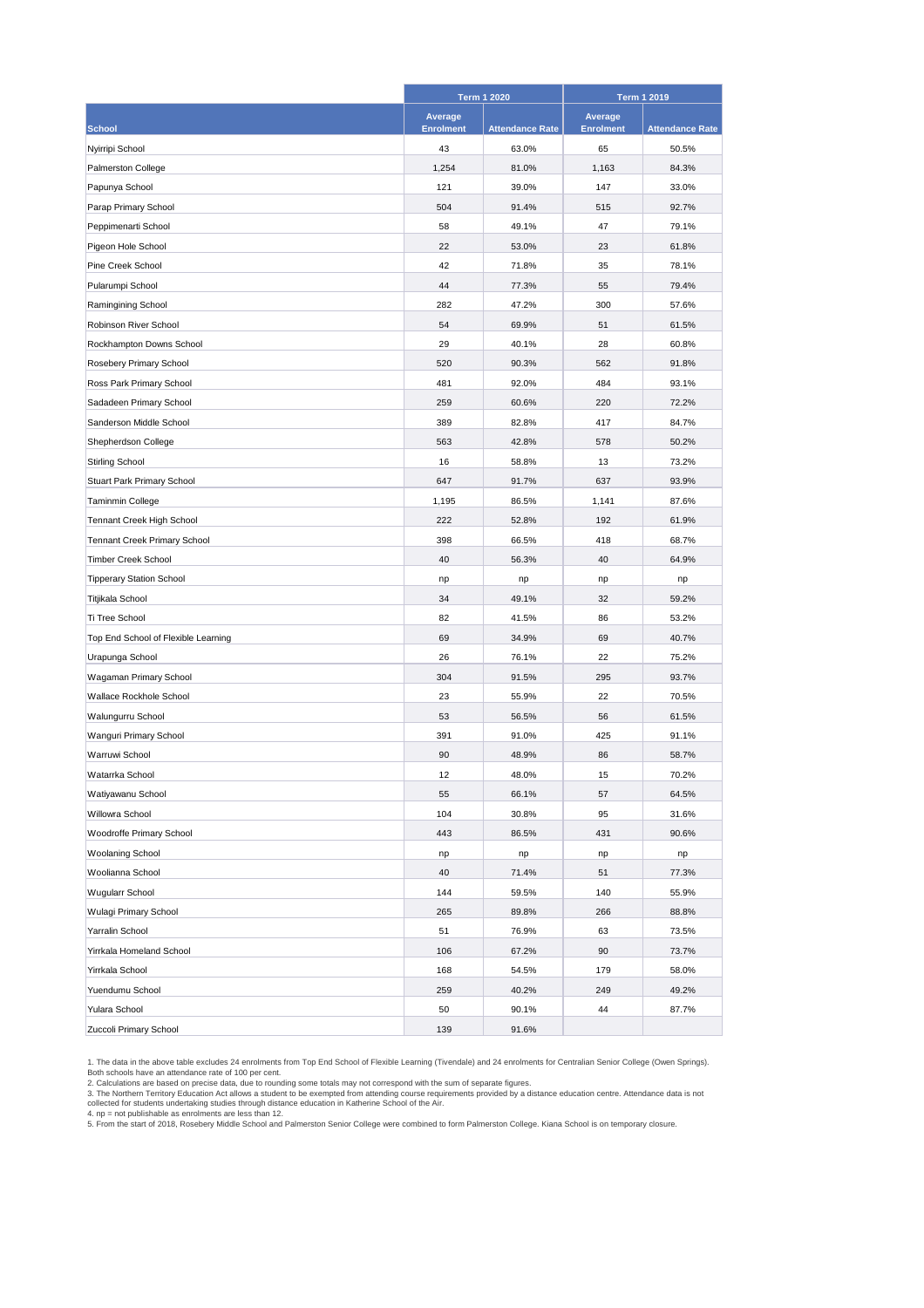| School | Term 1 2020 | | Term 1 2019 | |
|---|---|---|---|---|
| | Average Enrolment | Attendance Rate | Average Enrolment | Attendance Rate |
| Nyirripi School | 43 | 63.0% | 65 | 50.5% |
| Palmerston College | 1,254 | 81.0% | 1,163 | 84.3% |
| Papunya School | 121 | 39.0% | 147 | 33.0% |
| Parap Primary School | 504 | 91.4% | 515 | 92.7% |
| Peppimenarti School | 58 | 49.1% | 47 | 79.1% |
| Pigeon Hole School | 22 | 53.0% | 23 | 61.8% |
| Pine Creek School | 42 | 71.8% | 35 | 78.1% |
| Pularumpi School | 44 | 77.3% | 55 | 79.4% |
| Ramingining School | 282 | 47.2% | 300 | 57.6% |
| Robinson River School | 54 | 69.9% | 51 | 61.5% |
| Rockhampton Downs School | 29 | 40.1% | 28 | 60.8% |
| Rosebery Primary School | 520 | 90.3% | 562 | 91.8% |
| Ross Park Primary School | 481 | 92.0% | 484 | 93.1% |
| Sadadeen Primary School | 259 | 60.6% | 220 | 72.2% |
| Sanderson Middle School | 389 | 82.8% | 417 | 84.7% |
| Shepherdson College | 563 | 42.8% | 578 | 50.2% |
| Stirling School | 16 | 58.8% | 13 | 73.2% |
| Stuart Park Primary School | 647 | 91.7% | 637 | 93.9% |
| Taminmin College | 1,195 | 86.5% | 1,141 | 87.6% |
| Tennant Creek High School | 222 | 52.8% | 192 | 61.9% |
| Tennant Creek Primary School | 398 | 66.5% | 418 | 68.7% |
| Timber Creek School | 40 | 56.3% | 40 | 64.9% |
| Tipperary Station School | np | np | np | np |
| Titjikala School | 34 | 49.1% | 32 | 59.2% |
| Ti Tree School | 82 | 41.5% | 86 | 53.2% |
| Top End School of Flexible Learning | 69 | 34.9% | 69 | 40.7% |
| Urapunga School | 26 | 76.1% | 22 | 75.2% |
| Wagaman Primary School | 304 | 91.5% | 295 | 93.7% |
| Wallace Rockhole School | 23 | 55.9% | 22 | 70.5% |
| Walungurru School | 53 | 56.5% | 56 | 61.5% |
| Wanguri Primary School | 391 | 91.0% | 425 | 91.1% |
| Warruwi School | 90 | 48.9% | 86 | 58.7% |
| Watarrka School | 12 | 48.0% | 15 | 70.2% |
| Watiyawanu School | 55 | 66.1% | 57 | 64.5% |
| Willowra School | 104 | 30.8% | 95 | 31.6% |
| Woodroffe Primary School | 443 | 86.5% | 431 | 90.6% |
| Woolaning School | np | np | np | np |
| Woolianna School | 40 | 71.4% | 51 | 77.3% |
| Wugularr School | 144 | 59.5% | 140 | 55.9% |
| Wulagi Primary School | 265 | 89.8% | 266 | 88.8% |
| Yarralin School | 51 | 76.9% | 63 | 73.5% |
| Yirrkala Homeland School | 106 | 67.2% | 90 | 73.7% |
| Yirrkala School | 168 | 54.5% | 179 | 58.0% |
| Yuendumu School | 259 | 40.2% | 249 | 49.2% |
| Yulara School | 50 | 90.1% | 44 | 87.7% |
| Zuccoli Primary School | 139 | 91.6% | | |

1. The data in the above table excludes 24 enrolments from Top End School of Flexible Learning (Tivendale) and 24 enrolments for Centralian Senior College (Owen Springs). Both schools have an attendance rate of 100 per cent.
2. Calculations are based on precise data, due to rounding some totals may not correspond with the sum of separate figures.
3. The Northern Territory Education Act allows a student to be exempted from attending course requirements provided by a distance education centre. Attendance data is not collected for students undertaking studies through distance education in Katherine School of the Air.
4. np = not publishable as enrolments are less than 12.
5. From the start of 2018, Rosebery Middle School and Palmerston Senior College were combined to form Palmerston College. Kiana School is on temporary closure.